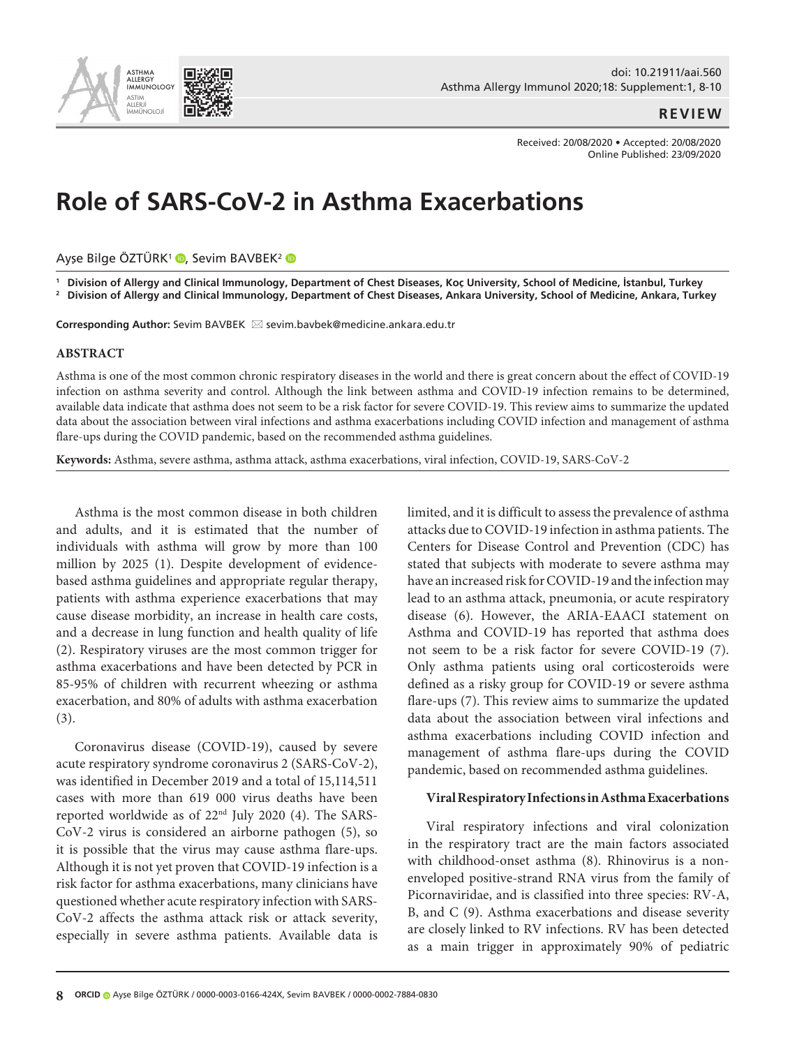REVIEW

Received: 20/08/2020 • Accepted: 20/08/2020
Online Published: 23/09/2020

# Role of SARS-CoV-2 in Asthma Exacerbations

Ayşe Bilge ÖZTÜRK[1], Sevim BAVBEK[2]

[1] Division of Allergy and Clinical Immunology, Department of Chest Diseases, Koç University, School of Medicine, İstanbul, Turkey
[2] Division of Allergy and Clinical Immunology, Department of Chest Diseases, Ankara University, School of Medicine, Ankara, Turkey

**Corresponding Author:** Sevim BAVBEK sevim.bavbek@medicine.ankara.edu.tr

## ABSTRACT

Asthma is one of the most common chronic respiratory diseases in the world and there is great concern about the effect of COVID-19 infection on asthma severity and control. Although the link between asthma and COVID-19 infection remains to be determined, available data indicate that asthma does not seem to be a risk factor for severe COVID-19. This review aims to summarize the updated data about the association between viral infections and asthma exacerbations including COVID infection and management of asthma flare-ups during the COVID pandemic, based on the recommended asthma guidelines.

**Keywords:** Asthma, severe asthma, asthma attack, asthma exacerbations, viral infection, COVID-19, SARS-CoV-2

Asthma is the most common disease in both children and adults, and it is estimated that the number of individuals with asthma will grow by more than 100 million by 2025 (1). Despite development of evidence-based asthma guidelines and appropriate regular therapy, patients with asthma experience exacerbations that may cause disease morbidity, an increase in health care costs, and a decrease in lung function and health quality of life (2). Respiratory viruses are the most common trigger for asthma exacerbations and have been detected by PCR in 85-95% of children with recurrent wheezing or asthma exacerbation, and 80% of adults with asthma exacerbation (3).

Coronavirus disease (COVID-19), caused by severe acute respiratory syndrome coronavirus 2 (SARS-CoV-2), was identified in December 2019 and a total of 15,114,511 cases with more than 619 000 virus deaths have been reported worldwide as of 22nd July 2020 (4). The SARS-CoV-2 virus is considered an airborne pathogen (5), so it is possible that the virus may cause asthma flare-ups. Although it is not yet proven that COVID-19 infection is a risk factor for asthma exacerbations, many clinicians have questioned whether acute respiratory infection with SARS-CoV-2 affects the asthma attack risk or attack severity, especially in severe asthma patients. Available data is limited, and it is difficult to assess the prevalence of asthma attacks due to COVID-19 infection in asthma patients. The Centers for Disease Control and Prevention (CDC) has stated that subjects with moderate to severe asthma may have an increased risk for COVID-19 and the infection may lead to an asthma attack, pneumonia, or acute respiratory disease (6). However, the ARIA-EAACI statement on Asthma and COVID-19 has reported that asthma does not seem to be a risk factor for severe COVID-19 (7). Only asthma patients using oral corticosteroids were defined as a risky group for COVID-19 or severe asthma flare-ups (7). This review aims to summarize the updated data about the association between viral infections and asthma exacerbations including COVID infection and management of asthma flare-ups during the COVID pandemic, based on recommended asthma guidelines.

### Viral Respiratory Infections in Asthma Exacerbations

Viral respiratory infections and viral colonization in the respiratory tract are the main factors associated with childhood-onset asthma (8). Rhinovirus is a non-enveloped positive-strand RNA virus from the family of Picornaviridae, and is classified into three species: RV-A, B, and C (9). Asthma exacerbations and disease severity are closely linked to RV infections. RV has been detected as a main trigger in approximately 90% of pediatric

**ORCID** Ayşe Bilge ÖZTÜRK / 0000-0003-0166-424X, Sevim BAVBEK / 0000-0002-7884-0830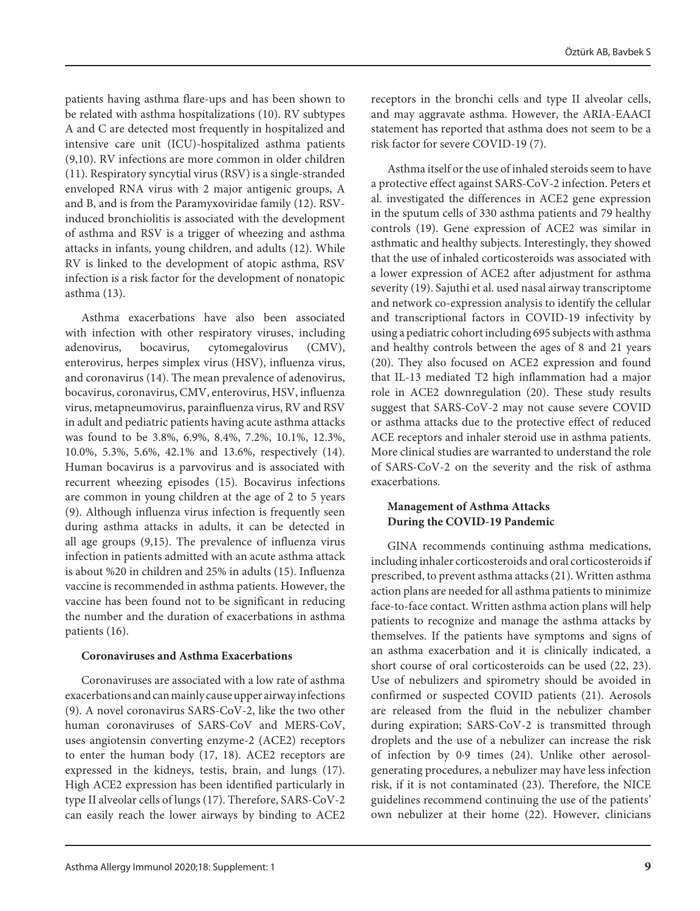patients having asthma flare-ups and has been shown to be related with asthma hospitalizations (10). RV subtypes A and C are detected most frequently in hospitalized and intensive care unit (ICU)-hospitalized asthma patients (9,10). RV infections are more common in older children (11). Respiratory syncytial virus (RSV) is a single-stranded enveloped RNA virus with 2 major antigenic groups, A and B, and is from the Paramyxoviridae family (12). RSV-induced bronchiolitis is associated with the development of asthma and RSV is a trigger of wheezing and asthma attacks in infants, young children, and adults (12). While RV is linked to the development of atopic asthma, RSV infection is a risk factor for the development of nonatopic asthma (13).

Asthma exacerbations have also been associated with infection with other respiratory viruses, including adenovirus, bocavirus, cytomegalovirus (CMV), enterovirus, herpes simplex virus (HSV), influenza virus, and coronavirus (14). The mean prevalence of adenovirus, bocavirus, coronavirus, CMV, enterovirus, HSV, influenza virus, metapneumovirus, parainfluenza virus, RV and RSV in adult and pediatric patients having acute asthma attacks was found to be 3.8%, 6.9%, 8.4%, 7.2%, 10.1%, 12.3%, 10.0%, 5.3%, 5.6%, 42.1% and 13.6%, respectively (14). Human bocavirus is a parvovirus and is associated with recurrent wheezing episodes (15). Bocavirus infections are common in young children at the age of 2 to 5 years (9). Although influenza virus infection is frequently seen during asthma attacks in adults, it can be detected in all age groups (9,15). The prevalence of influenza virus infection in patients admitted with an acute asthma attack is about %20 in children and 25% in adults (15). Influenza vaccine is recommended in asthma patients. However, the vaccine has been found not to be significant in reducing the number and the duration of exacerbations in asthma patients (16).

**Coronaviruses and Asthma Exacerbations**

Coronaviruses are associated with a low rate of asthma exacerbations and can mainly cause upper airway infections (9). A novel coronavirus SARS-CoV-2, like the two other human coronaviruses of SARS-CoV and MERS-CoV, uses angiotensin converting enzyme-2 (ACE2) receptors to enter the human body (17, 18). ACE2 receptors are expressed in the kidneys, testis, brain, and lungs (17). High ACE2 expression has been identified particularly in type II alveolar cells of lungs (17). Therefore, SARS-CoV-2 can easily reach the lower airways by binding to ACE2 receptors in the bronchi cells and type II alveolar cells, and may aggravate asthma. However, the ARIA-EAACI statement has reported that asthma does not seem to be a risk factor for severe COVID-19 (7).

Asthma itself or the use of inhaled steroids seem to have a protective effect against SARS-CoV-2 infection. Peters et al. investigated the differences in ACE2 gene expression in the sputum cells of 330 asthma patients and 79 healthy controls (19). Gene expression of ACE2 was similar in asthmatic and healthy subjects. Interestingly, they showed that the use of inhaled corticosteroids was associated with a lower expression of ACE2 after adjustment for asthma severity (19). Sajuthi et al. used nasal airway transcriptome and network co-expression analysis to identify the cellular and transcriptional factors in COVID-19 infectivity by using a pediatric cohort including 695 subjects with asthma and healthy controls between the ages of 8 and 21 years (20). They also focused on ACE2 expression and found that IL-13 mediated T2 high inflammation had a major role in ACE2 downregulation (20). These study results suggest that SARS-CoV-2 may not cause severe COVID or asthma attacks due to the protective effect of reduced ACE receptors and inhaler steroid use in asthma patients. More clinical studies are warranted to understand the role of SARS-CoV-2 on the severity and the risk of asthma exacerbations.

**Management of Asthma Attacks During the COVID-19 Pandemic**

GINA recommends continuing asthma medications, including inhaler corticosteroids and oral corticosteroids if prescribed, to prevent asthma attacks (21). Written asthma action plans are needed for all asthma patients to minimize face-to-face contact. Written asthma action plans will help patients to recognize and manage the asthma attacks by themselves. If the patients have symptoms and signs of an asthma exacerbation and it is clinically indicated, a short course of oral corticosteroids can be used (22, 23). Use of nebulizers and spirometry should be avoided in confirmed or suspected COVID patients (21). Aerosols are released from the fluid in the nebulizer chamber during expiration; SARS-CoV-2 is transmitted through droplets and the use of a nebulizer can increase the risk of infection by 0·9 times (24). Unlike other aerosol-generating procedures, a nebulizer may have less infection risk, if it is not contaminated (23). Therefore, the NICE guidelines recommend continuing the use of the patients' own nebulizer at their home (22). However, clinicians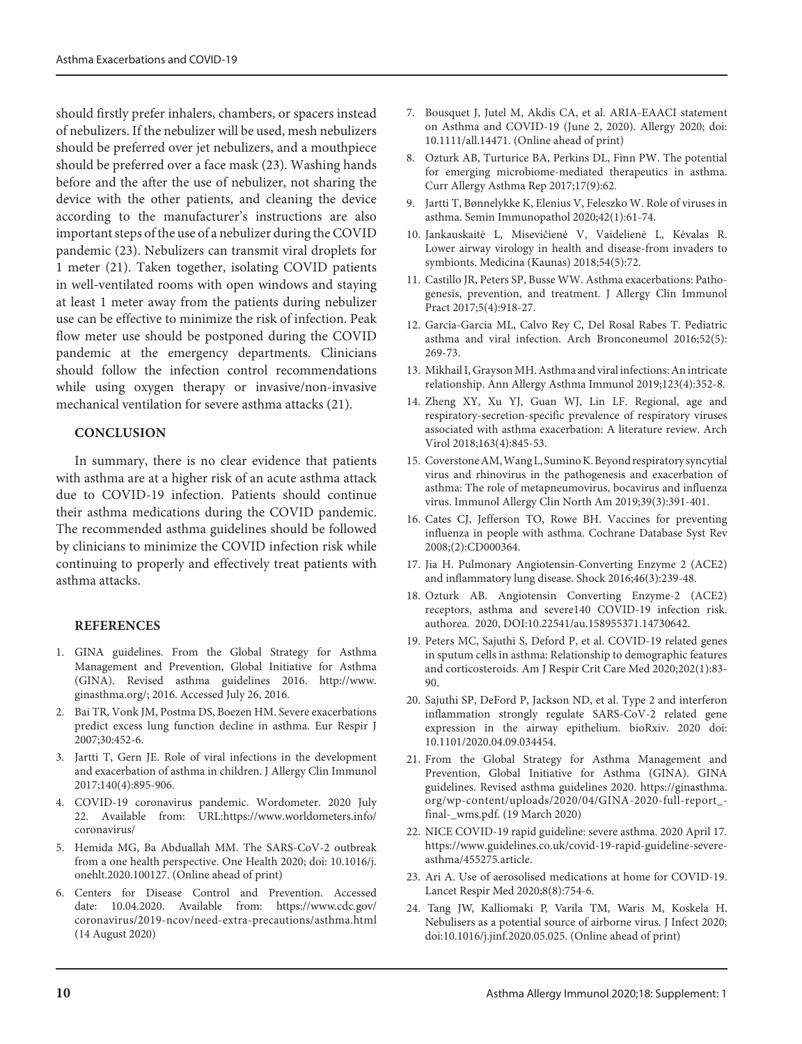should firstly prefer inhalers, chambers, or spacers instead of nebulizers. If the nebulizer will be used, mesh nebulizers should be preferred over jet nebulizers, and a mouthpiece should be preferred over a face mask (23). Washing hands before and the after the use of nebulizer, not sharing the device with the other patients, and cleaning the device according to the manufacturer's instructions are also important steps of the use of a nebulizer during the COVID pandemic (23). Nebulizers can transmit viral droplets for 1 meter (21). Taken together, isolating COVID patients in well-ventilated rooms with open windows and staying at least 1 meter away from the patients during nebulizer use can be effective to minimize the risk of infection. Peak flow meter use should be postponed during the COVID pandemic at the emergency departments. Clinicians should follow the infection control recommendations while using oxygen therapy or invasive/non-invasive mechanical ventilation for severe asthma attacks (21).

## CONCLUSION

In summary, there is no clear evidence that patients with asthma are at a higher risk of an acute asthma attack due to COVID-19 infection. Patients should continue their asthma medications during the COVID pandemic. The recommended asthma guidelines should be followed by clinicians to minimize the COVID infection risk while continuing to properly and effectively treat patients with asthma attacks.

## REFERENCES

1. GINA guidelines. From the Global Strategy for Asthma Management and Prevention, Global Initiative for Asthma (GINA). Revised asthma guidelines 2016. http://www.ginasthma.org/; 2016. Accessed July 26, 2016.
2. Bai TR, Vonk JM, Postma DS, Boezen HM. Severe exacerbations predict excess lung function decline in asthma. Eur Respir J 2007;30:452-6.
3. Jartti T, Gern JE. Role of viral infections in the development and exacerbation of asthma in children. J Allergy Clin Immunol 2017;140(4):895-906.
4. COVID-19 coronavirus pandemic. Wordometer. 2020 July 22. Available from: URL:https://www.worldometers.info/coronavirus/
5. Hemida MG, Ba Abduallah MM. The SARS-CoV-2 outbreak from a one health perspective. One Health 2020; doi: 10.1016/j.onehlt.2020.100127. (Online ahead of print)
6. Centers for Disease Control and Prevention. Accessed date: 10.04.2020. Available from: https://www.cdc.gov/coronavirus/2019-ncov/need-extra-precautions/asthma.html (14 August 2020)
7. Bousquet J, Jutel M, Akdis CA, et al. ARIA-EAACI statement on Asthma and COVID-19 (June 2, 2020). Allergy 2020; doi: 10.1111/all.14471. (Online ahead of print)
8. Ozturk AB, Turturice BA, Perkins DL, Finn PW. The potential for emerging microbiome-mediated therapeutics in asthma. Curr Allergy Asthma Rep 2017;17(9):62.
9. Jartti T, Bønnelykke K, Elenius V, Feleszko W. Role of viruses in asthma. Semin Immunopathol 2020;42(1):61-74.
10. Jankauskaitė L, Misevičienė V, Vaidelienė L, Kėvalas R. Lower airway virology in health and disease-from invaders to symbionts. Medicina (Kaunas) 2018;54(5):72.
11. Castillo JR, Peters SP, Busse WW. Asthma exacerbations: Pathogenesis, prevention, and treatment. J Allergy Clin Immunol Pract 2017;5(4):918-27.
12. Garcia-Garcia ML, Calvo Rey C, Del Rosal Rabes T. Pediatric asthma and viral infection. Arch Bronconeumol 2016;52(5): 269-73.
13. Mikhail I, Grayson MH. Asthma and viral infections: An intricate relationship. Ann Allergy Asthma Immunol 2019;123(4):352-8.
14. Zheng XY, Xu YJ, Guan WJ, Lin LF. Regional, age and respiratory-secretion-specific prevalence of respiratory viruses associated with asthma exacerbation: A literature review. Arch Virol 2018;163(4):845-53.
15. Coverstone AM, Wang L, Sumino K. Beyond respiratory syncytial virus and rhinovirus in the pathogenesis and exacerbation of asthma: The role of metapneumovirus, bocavirus and influenza virus. Immunol Allergy Clin North Am 2019;39(3):391-401.
16. Cates CJ, Jefferson TO, Rowe BH. Vaccines for preventing influenza in people with asthma. Cochrane Database Syst Rev 2008;(2):CD000364.
17. Jia H. Pulmonary Angiotensin-Converting Enzyme 2 (ACE2) and inflammatory lung disease. Shock 2016;46(3):239-48.
18. Ozturk AB. Angiotensin Converting Enzyme-2 (ACE2) receptors, asthma and severe140 COVID-19 infection risk. authorea. 2020, DOI:10.22541/au.158955371.14730642.
19. Peters MC, Sajuthi S, Deford P, et al. COVID-19 related genes in sputum cells in asthma: Relationship to demographic features and corticosteroids. Am J Respir Crit Care Med 2020;202(1):83-90.
20. Sajuthi SP, DeFord P, Jackson ND, et al. Type 2 and interferon inflammation strongly regulate SARS-CoV-2 related gene expression in the airway epithelium. bioRxiv. 2020 doi: 10.1101/2020.04.09.034454.
21. From the Global Strategy for Asthma Management and Prevention, Global Initiative for Asthma (GINA). GINA guidelines. Revised asthma guidelines 2020. https://ginasthma.org/wp-content/uploads/2020/04/GINA-2020-full-report_-final-_wms.pdf. (19 March 2020)
22. NICE COVID-19 rapid guideline: severe asthma. 2020 April 17. https://www.guidelines.co.uk/covid-19-rapid-guideline-severe-asthma/455275.article.
23. Ari A. Use of aerosolised medications at home for COVID-19. Lancet Respir Med 2020;8(8):754-6.
24. Tang JW, Kalliomaki P, Varila TM, Waris M, Koskela H. Nebulisers as a potential source of airborne virus. J Infect 2020; doi:10.1016/j.jinf.2020.05.025. (Online ahead of print)